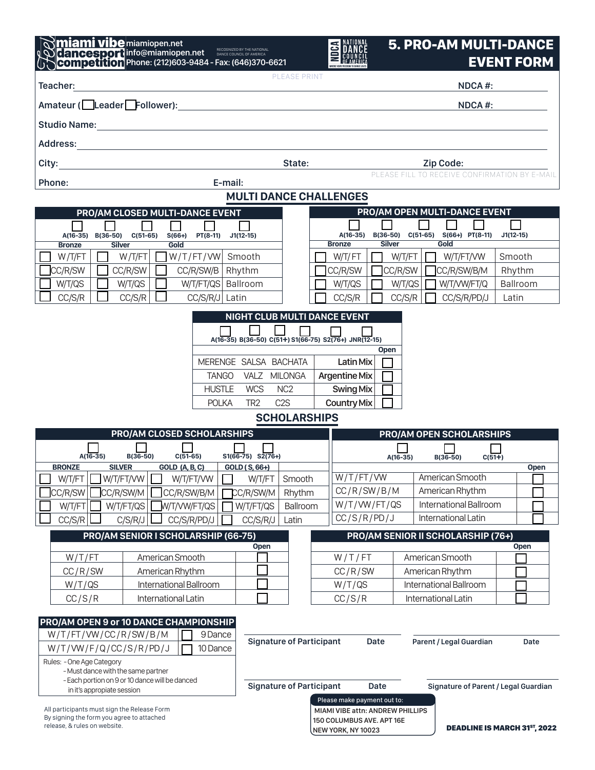**Feel miami vibe dancesport competition**

miamiopen.net
info@miamiopen.net
Phone: (212)603-9484 - Fax: (646)370-6621

RECOGNIZED BY THE NATIONAL DANCE COUNCIL OF AMERICA

NDCA NATIONAL DANCE COUNCIL OF AMERICA — WHERE YOUR FREEDOM TO DANCE LIVES

# 5. PRO-AM MULTI-DANCE EVENT FORM

PLEASE PRINT

Teacher: ______________________ NDCA #: __________

Amateur (☐ Leader ☐ Follower): ______________________ NDCA #: __________

Studio Name: ______________________

Address: ______________________

City: ______________ State: __________ Zip Code: __________

Phone: ______________ E-mail: ______________ PLEASE FILL TO RECEIVE CONFIRMATION BY E-MAIL

## MULTI DANCE CHALLENGES

### PRO/AM CLOSED MULTI-DANCE EVENT

☐ A(16-35) ☐ B(36-50) ☐ C(51-65) ☐ S(66+) ☐ PT(8-11) ☐ J1(12-15)

| Bronze | Silver | Gold | |
|---|---|---|---|
| ☐ W/T/FT | ☐ W/T/FT | ☐ W/T/FT/VW | Smooth |
| ☐ CC/R/SW | ☐ CC/R/SW | ☐ CC/R/SW/B | Rhythm |
| ☐ W/T/QS | ☐ W/T/QS | ☐ W/T/FT/QS | Ballroom |
| ☐ CC/S/R | ☐ CC/S/R | ☐ CC/S/R/J | Latin |

### PRO/AM OPEN MULTI-DANCE EVENT

☐ A(16-35) ☐ B(36-50) ☐ C(51-65) ☐ S(66+) ☐ PT(8-11) ☐ J1(12-15)

| Bronze | Silver | Gold | |
|---|---|---|---|
| ☐ W/T/FT | ☐ W/T/FT | ☐ W/T/FT/VW | Smooth |
| ☐ CC/R/SW | ☐ CC/R/SW | ☐ CC/R/SW/B/M | Rhythm |
| ☐ W/T/QS | ☐ W/T/QS | ☐ W/T/VW/FT/Q | Ballroom |
| ☐ CC/S/R | ☐ CC/S/R | ☐ CC/S/R/PD/J | Latin |

### NIGHT CLUB MULTI DANCE EVENT

☐ A(16-35) ☐ B(36-50) ☐ C(51+) ☐ S1(66-75) ☐ S2(76+) ☐ JNR(12-15)

| | | Open |
|---|---|---|
| MERENGE SALSA BACHATA | Latin Mix | ☐ |
| TANGO VALZ MILONGA | Argentine Mix | ☐ |
| HUSTLE WCS NC2 | Swing Mix | ☐ |
| POLKA TR2 C2S | Country Mix | ☐ |

## SCHOLARSHIPS

### PRO/AM CLOSED SCHOLARSHIPS

☐ A(16-35) ☐ B(36-50) ☐ C(51-65) ☐ S1(66-75) ☐ S2(76+)

| BRONZE | SILVER | GOLD (A, B, C) | GOLD ( S, 66+) | |
|---|---|---|---|---|
| ☐ W/T/FT | ☐ W/T/FT/VW | ☐ W/T/FT/VW | ☐ W/T/FT | Smooth |
| ☐ CC/R/SW | ☐ CC/R/SW/M | ☐ CC/R/SW/B/M | ☐ CC/R/SW/M | Rhythm |
| ☐ W/T/FT | ☐ W/T/FT/QS | ☐ W/T/VW/FT/QS | ☐ W/T/FT/QS | Ballroom |
| ☐ CC/S/R | ☐ C/S/R/J | ☐ CC/S/R/PD/J | ☐ CC/S/R/J | Latin |

### PRO/AM OPEN SCHOLARSHIPS

☐ A(16-35) ☐ B(36-50) ☐ C(51+)

| | | Open |
|---|---|---|
| W/T/FT/VW | American Smooth | ☐ |
| CC/R/SW/B/M | American Rhythm | ☐ |
| W/T/VW/FT/QS | International Ballroom | ☐ |
| CC/S/R/PD/J | International Latin | ☐ |

### PRO/AM SENIOR I SCHOLARSHIP (66-75)

| | | Open |
|---|---|---|
| W/T/FT | American Smooth | ☐ |
| CC/R/SW | American Rhythm | ☐ |
| W/T/QS | International Ballroom | ☐ |
| CC/S/R | International Latin | ☐ |

### PRO/AM SENIOR II SCHOLARSHIP (76+)

| | | Open |
|---|---|---|
| W/T/FT | American Smooth | ☐ |
| CC/R/SW | American Rhythm | ☐ |
| W/T/QS | International Ballroom | ☐ |
| CC/S/R | International Latin | ☐ |

### PRO/AM OPEN 9 or 10 DANCE CHAMPIONSHIP

| | |
|---|---|
| W/T/FT/VW/CC/R/SW/B/M | ☐ 9 Dance |
| W/T/VW/F/Q/CC/S/R/PD/J | ☐ 10 Dance |

Rules:
- One Age Category
- Must dance with the same partner
- Each portion on 9 or 10 dance will be danced in it's appropiate session

Signature of Participant ______ Date ______ Parent / Legal Guardian ______ Date ______

Signature of Participant ______ Date ______ Signature of Parent / Legal Guardian ______

All participants must sign the Release Form
By signing the form you agree to attached release, & rules on website.

Please make payment out to:
MIAMI VIBE attn: ANDREW PHILLIPS
150 COLUMBUS AVE. APT 16E
NEW YORK, NY 10023

**DEADLINE IS MARCH 31ST, 2022**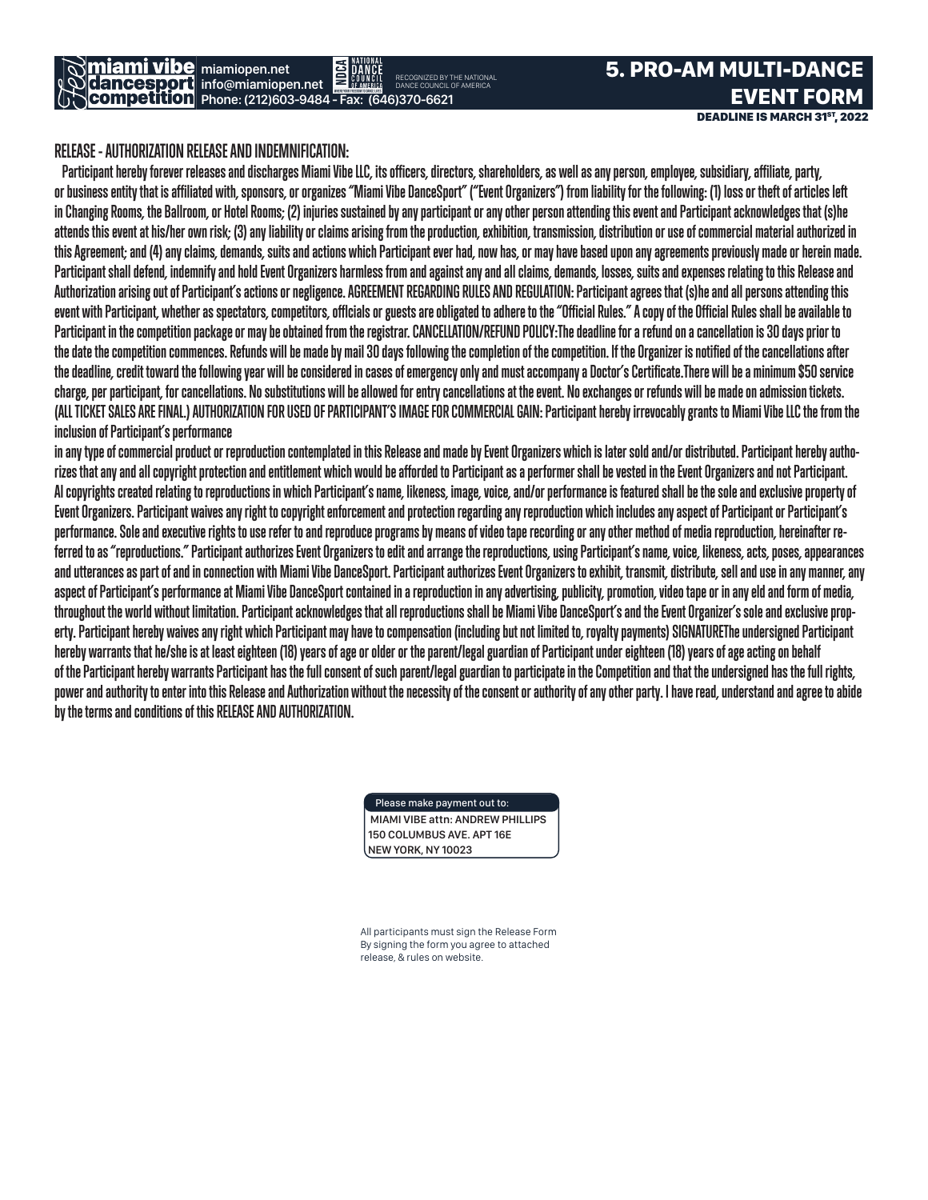# 5. PRO-AM MULTI-DANCE EVENT FORM

**DEADLINE IS MARCH 31ST, 2022**

## RELEASE - AUTHORIZATION RELEASE AND INDEMNIFICATION:

Participant hereby forever releases and discharges Miami Vibe LLC, its officers, directors, shareholders, as well as any person, employee, subsidiary, affiliate, party, or business entity that is affiliated with, sponsors, or organizes "Miami Vibe DanceSport" ("Event Organizers") from liability for the following: (1) loss or theft of articles left in Changing Rooms, the Ballroom, or Hotel Rooms; (2) injuries sustained by any participant or any other person attending this event and Participant acknowledges that (s)he attends this event at his/her own risk; (3) any liability or claims arising from the production, exhibition, transmission, distribution or use of commercial material authorized in this Agreement; and (4) any claims, demands, suits and actions which Participant ever had, now has, or may have based upon any agreements previously made or herein made. Participant shall defend, indemnify and hold Event Organizers harmless from and against any and all claims, demands, losses, suits and expenses relating to this Release and Authorization arising out of Participant's actions or negligence. AGREEMENT REGARDING RULES AND REGULATION: Participant agrees that (s)he and all persons attending this event with Participant, whether as spectators, competitors, officials or guests are obligated to adhere to the "Official Rules." A copy of the Official Rules shall be available to Participant in the competition package or may be obtained from the registrar. CANCELLATION/REFUND POLICY:The deadline for a refund on a cancellation is 30 days prior to the date the competition commences. Refunds will be made by mail 30 days following the completion of the competition. If the Organizer is notified of the cancellations after the deadline, credit toward the following year will be considered in cases of emergency only and must accompany a Doctor's Certificate.There will be a minimum $50 service charge, per participant, for cancellations. No substitutions will be allowed for entry cancellations at the event. No exchanges or refunds will be made on admission tickets. (ALL TICKET SALES ARE FINAL.) AUTHORIZATION FOR USED OF PARTICIPANT'S IMAGE FOR COMMERCIAL GAIN: Participant hereby irrevocably grants to Miami Vibe LLC the from the inclusion of Participant's performance
in any type of commercial product or reproduction contemplated in this Release and made by Event Organizers which is later sold and/or distributed. Participant hereby authorizes that any and all copyright protection and entitlement which would be afforded to Participant as a performer shall be vested in the Event Organizers and not Participant. Al copyrights created relating to reproductions in which Participant's name, likeness, image, voice, and/or performance is featured shall be the sole and exclusive property of Event Organizers. Participant waives any right to copyright enforcement and protection regarding any reproduction which includes any aspect of Participant or Participant's performance. Sole and executive rights to use refer to and reproduce programs by means of video tape recording or any other method of media reproduction, hereinafter referred to as "reproductions." Participant authorizes Event Organizers to edit and arrange the reproductions, using Participant's name, voice, likeness, acts, poses, appearances and utterances as part of and in connection with Miami Vibe DanceSport. Participant authorizes Event Organizers to exhibit, transmit, distribute, sell and use in any manner, any aspect of Participant's performance at Miami Vibe DanceSport contained in a reproduction in any advertising, publicity, promotion, video tape or in any eld and form of media, throughout the world without limitation. Participant acknowledges that all reproductions shall be Miami Vibe DanceSport's and the Event Organizer's sole and exclusive property. Participant hereby waives any right which Participant may have to compensation (including but not limited to, royalty payments) SIGNATUREThe undersigned Participant hereby warrants that he/she is at least eighteen (18) years of age or older or the parent/legal guardian of Participant under eighteen (18) years of age acting on behalf of the Participant hereby warrants Participant has the full consent of such parent/legal guardian to participate in the Competition and that the undersigned has the full rights, power and authority to enter into this Release and Authorization without the necessity of the consent or authority of any other party. I have read, understand and agree to abide by the terms and conditions of this RELEASE AND AUTHORIZATION.

**Please make payment out to:**

MIAMI VIBE attn: ANDREW PHILLIPS
150 COLUMBUS AVE. APT 16E
NEW YORK, NY 10023

All participants must sign the Release Form
By signing the form you agree to attached release, & rules on website.